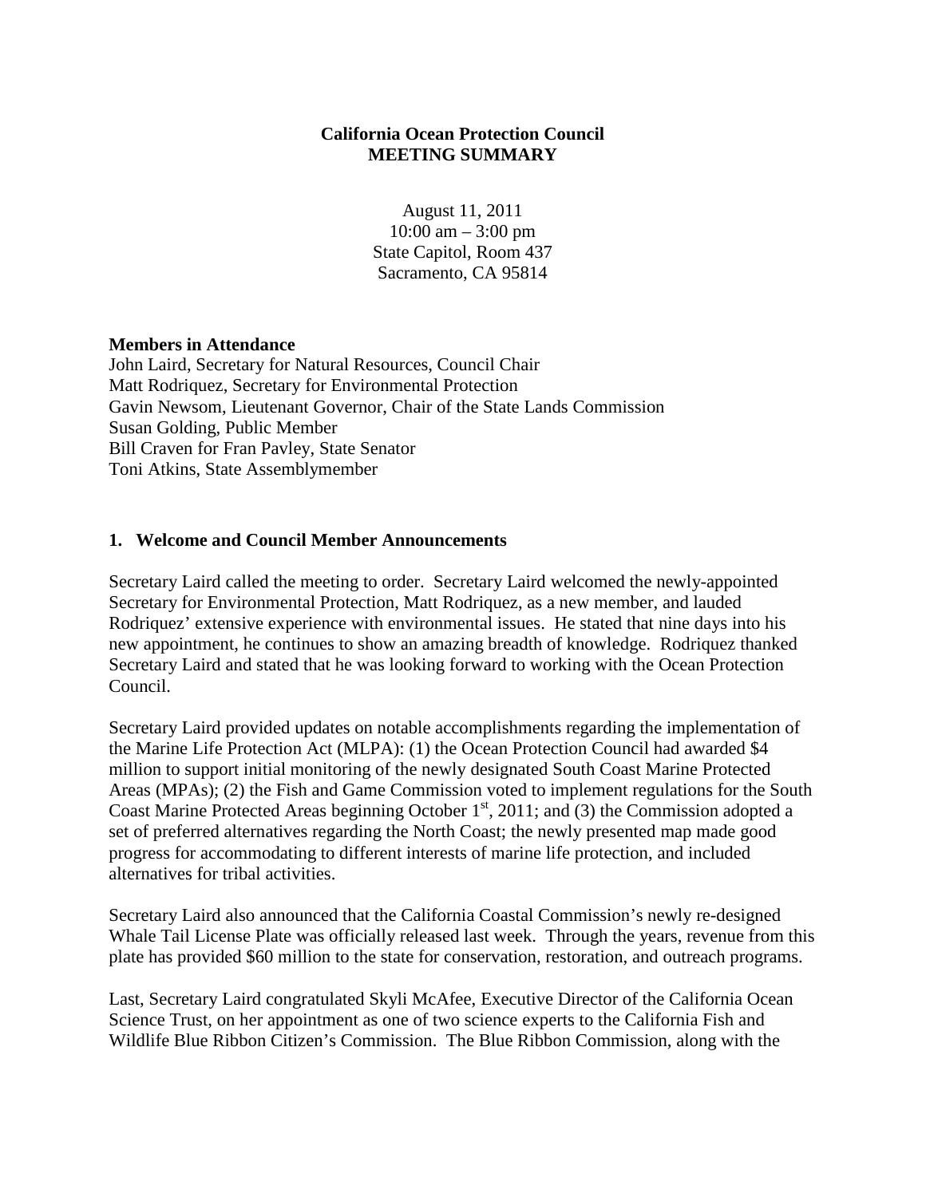**California Ocean Protection Council**
**MEETING SUMMARY**

August 11, 2011
10:00 am – 3:00 pm
State Capitol, Room 437
Sacramento, CA 95814

**Members in Attendance**
John Laird, Secretary for Natural Resources, Council Chair
Matt Rodriquez, Secretary for Environmental Protection
Gavin Newsom, Lieutenant Governor, Chair of the State Lands Commission
Susan Golding, Public Member
Bill Craven for Fran Pavley, State Senator
Toni Atkins, State Assemblymember

## 1. Welcome and Council Member Announcements

Secretary Laird called the meeting to order. Secretary Laird welcomed the newly-appointed Secretary for Environmental Protection, Matt Rodriquez, as a new member, and lauded Rodriquez' extensive experience with environmental issues. He stated that nine days into his new appointment, he continues to show an amazing breadth of knowledge. Rodriquez thanked Secretary Laird and stated that he was looking forward to working with the Ocean Protection Council.

Secretary Laird provided updates on notable accomplishments regarding the implementation of the Marine Life Protection Act (MLPA): (1) the Ocean Protection Council had awarded $4 million to support initial monitoring of the newly designated South Coast Marine Protected Areas (MPAs); (2) the Fish and Game Commission voted to implement regulations for the South Coast Marine Protected Areas beginning October 1st, 2011; and (3) the Commission adopted a set of preferred alternatives regarding the North Coast; the newly presented map made good progress for accommodating to different interests of marine life protection, and included alternatives for tribal activities.

Secretary Laird also announced that the California Coastal Commission's newly re-designed Whale Tail License Plate was officially released last week. Through the years, revenue from this plate has provided $60 million to the state for conservation, restoration, and outreach programs.

Last, Secretary Laird congratulated Skyli McAfee, Executive Director of the California Ocean Science Trust, on her appointment as one of two science experts to the California Fish and Wildlife Blue Ribbon Citizen's Commission. The Blue Ribbon Commission, along with the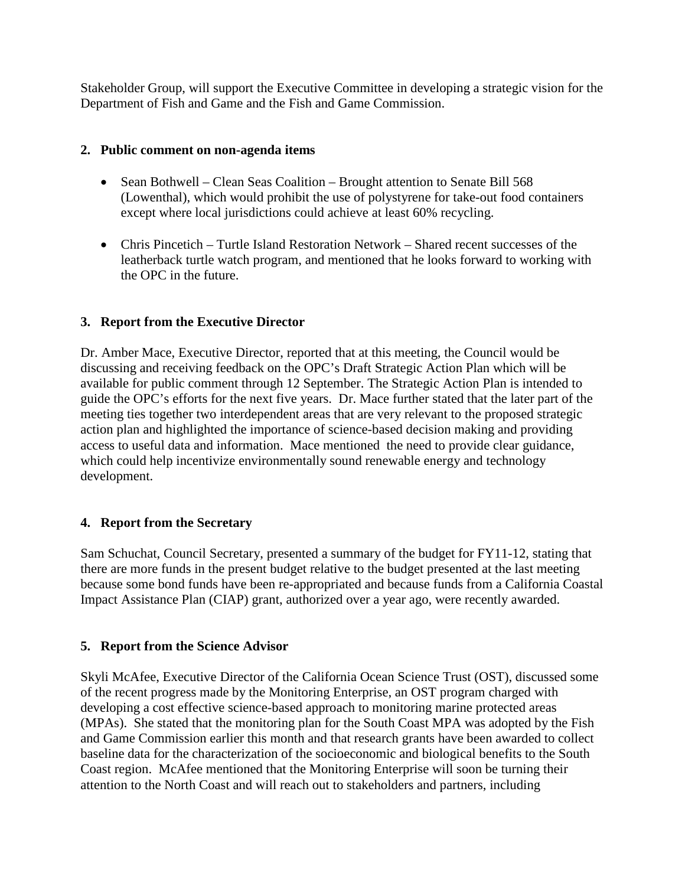Stakeholder Group, will support the Executive Committee in developing a strategic vision for the Department of Fish and Game and the Fish and Game Commission.

**2. Public comment on non-agenda items**

- Sean Bothwell – Clean Seas Coalition – Brought attention to Senate Bill 568 (Lowenthal), which would prohibit the use of polystyrene for take-out food containers except where local jurisdictions could achieve at least 60% recycling.
- Chris Pincetich – Turtle Island Restoration Network – Shared recent successes of the leatherback turtle watch program, and mentioned that he looks forward to working with the OPC in the future.

**3. Report from the Executive Director**

Dr. Amber Mace, Executive Director, reported that at this meeting, the Council would be discussing and receiving feedback on the OPC's Draft Strategic Action Plan which will be available for public comment through 12 September. The Strategic Action Plan is intended to guide the OPC's efforts for the next five years. Dr. Mace further stated that the later part of the meeting ties together two interdependent areas that are very relevant to the proposed strategic action plan and highlighted the importance of science-based decision making and providing access to useful data and information. Mace mentioned the need to provide clear guidance, which could help incentivize environmentally sound renewable energy and technology development.

**4. Report from the Secretary**

Sam Schuchat, Council Secretary, presented a summary of the budget for FY11-12, stating that there are more funds in the present budget relative to the budget presented at the last meeting because some bond funds have been re-appropriated and because funds from a California Coastal Impact Assistance Plan (CIAP) grant, authorized over a year ago, were recently awarded.

**5. Report from the Science Advisor**

Skyli McAfee, Executive Director of the California Ocean Science Trust (OST), discussed some of the recent progress made by the Monitoring Enterprise, an OST program charged with developing a cost effective science-based approach to monitoring marine protected areas (MPAs). She stated that the monitoring plan for the South Coast MPA was adopted by the Fish and Game Commission earlier this month and that research grants have been awarded to collect baseline data for the characterization of the socioeconomic and biological benefits to the South Coast region. McAfee mentioned that the Monitoring Enterprise will soon be turning their attention to the North Coast and will reach out to stakeholders and partners, including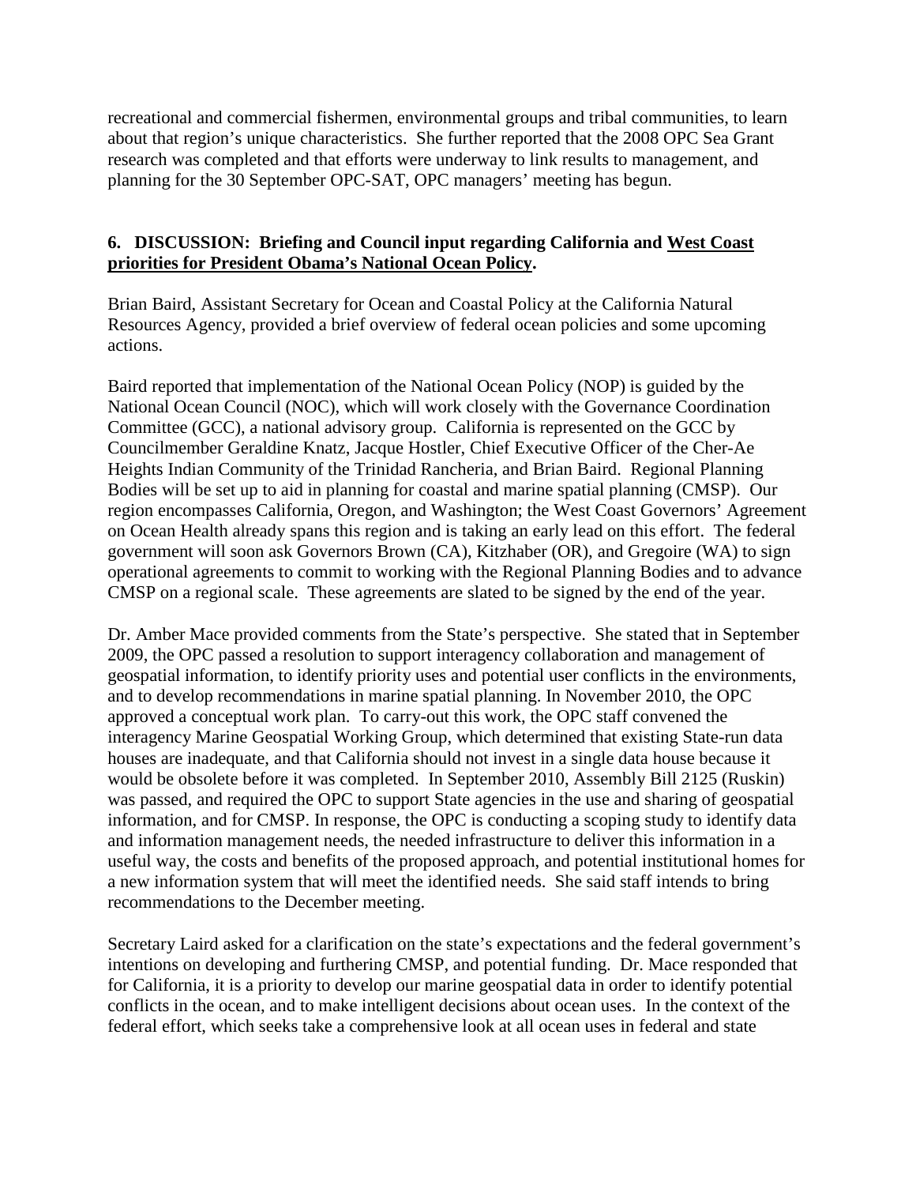recreational and commercial fishermen, environmental groups and tribal communities, to learn about that region's unique characteristics. She further reported that the 2008 OPC Sea Grant research was completed and that efforts were underway to link results to management, and planning for the 30 September OPC-SAT, OPC managers' meeting has begun.

**6. DISCUSSION: Briefing and Council input regarding California and West Coast priorities for President Obama's National Ocean Policy.**

Brian Baird, Assistant Secretary for Ocean and Coastal Policy at the California Natural Resources Agency, provided a brief overview of federal ocean policies and some upcoming actions.

Baird reported that implementation of the National Ocean Policy (NOP) is guided by the National Ocean Council (NOC), which will work closely with the Governance Coordination Committee (GCC), a national advisory group. California is represented on the GCC by Councilmember Geraldine Knatz, Jacque Hostler, Chief Executive Officer of the Cher-Ae Heights Indian Community of the Trinidad Rancheria, and Brian Baird. Regional Planning Bodies will be set up to aid in planning for coastal and marine spatial planning (CMSP). Our region encompasses California, Oregon, and Washington; the West Coast Governors' Agreement on Ocean Health already spans this region and is taking an early lead on this effort. The federal government will soon ask Governors Brown (CA), Kitzhaber (OR), and Gregoire (WA) to sign operational agreements to commit to working with the Regional Planning Bodies and to advance CMSP on a regional scale. These agreements are slated to be signed by the end of the year.

Dr. Amber Mace provided comments from the State's perspective. She stated that in September 2009, the OPC passed a resolution to support interagency collaboration and management of geospatial information, to identify priority uses and potential user conflicts in the environments, and to develop recommendations in marine spatial planning. In November 2010, the OPC approved a conceptual work plan. To carry-out this work, the OPC staff convened the interagency Marine Geospatial Working Group, which determined that existing State-run data houses are inadequate, and that California should not invest in a single data house because it would be obsolete before it was completed. In September 2010, Assembly Bill 2125 (Ruskin) was passed, and required the OPC to support State agencies in the use and sharing of geospatial information, and for CMSP. In response, the OPC is conducting a scoping study to identify data and information management needs, the needed infrastructure to deliver this information in a useful way, the costs and benefits of the proposed approach, and potential institutional homes for a new information system that will meet the identified needs. She said staff intends to bring recommendations to the December meeting.

Secretary Laird asked for a clarification on the state's expectations and the federal government's intentions on developing and furthering CMSP, and potential funding. Dr. Mace responded that for California, it is a priority to develop our marine geospatial data in order to identify potential conflicts in the ocean, and to make intelligent decisions about ocean uses. In the context of the federal effort, which seeks take a comprehensive look at all ocean uses in federal and state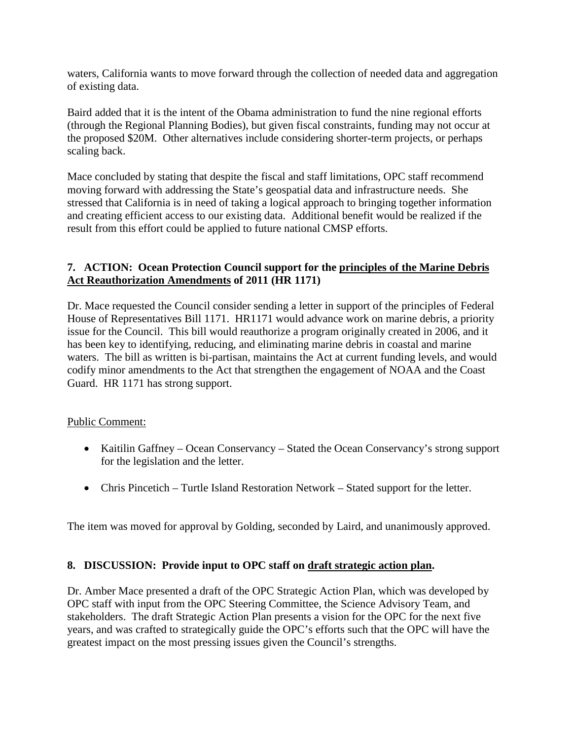waters, California wants to move forward through the collection of needed data and aggregation of existing data.

Baird added that it is the intent of the Obama administration to fund the nine regional efforts (through the Regional Planning Bodies), but given fiscal constraints, funding may not occur at the proposed $20M. Other alternatives include considering shorter-term projects, or perhaps scaling back.

Mace concluded by stating that despite the fiscal and staff limitations, OPC staff recommend moving forward with addressing the State's geospatial data and infrastructure needs. She stressed that California is in need of taking a logical approach to bringing together information and creating efficient access to our existing data. Additional benefit would be realized if the result from this effort could be applied to future national CMSP efforts.

### 7. ACTION: Ocean Protection Council support for the principles of the Marine Debris Act Reauthorization Amendments of 2011 (HR 1171)

Dr. Mace requested the Council consider sending a letter in support of the principles of Federal House of Representatives Bill 1171. HR1171 would advance work on marine debris, a priority issue for the Council. This bill would reauthorize a program originally created in 2006, and it has been key to identifying, reducing, and eliminating marine debris in coastal and marine waters. The bill as written is bi-partisan, maintains the Act at current funding levels, and would codify minor amendments to the Act that strengthen the engagement of NOAA and the Coast Guard. HR 1171 has strong support.

Public Comment:

- Kaitilin Gaffney – Ocean Conservancy – Stated the Ocean Conservancy's strong support for the legislation and the letter.
- Chris Pincetich – Turtle Island Restoration Network – Stated support for the letter.

The item was moved for approval by Golding, seconded by Laird, and unanimously approved.

### 8. DISCUSSION: Provide input to OPC staff on draft strategic action plan.

Dr. Amber Mace presented a draft of the OPC Strategic Action Plan, which was developed by OPC staff with input from the OPC Steering Committee, the Science Advisory Team, and stakeholders. The draft Strategic Action Plan presents a vision for the OPC for the next five years, and was crafted to strategically guide the OPC's efforts such that the OPC will have the greatest impact on the most pressing issues given the Council's strengths.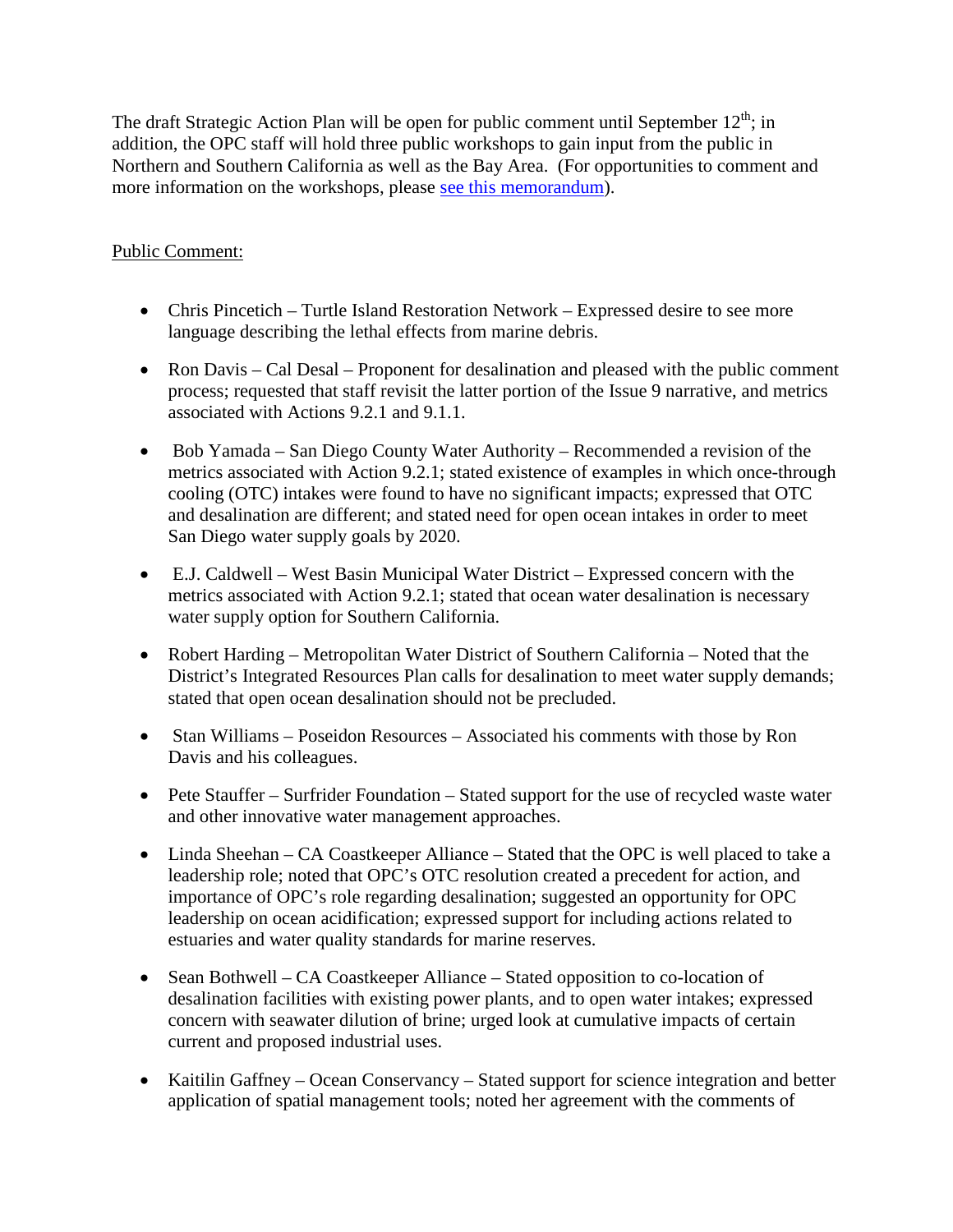The draft Strategic Action Plan will be open for public comment until September 12th; in addition, the OPC staff will hold three public workshops to gain input from the public in Northern and Southern California as well as the Bay Area. (For opportunities to comment and more information on the workshops, please [see this memorandum](#)).

<u>Public Comment:</u>

- Chris Pincetich – Turtle Island Restoration Network – Expressed desire to see more language describing the lethal effects from marine debris.
- Ron Davis – Cal Desal – Proponent for desalination and pleased with the public comment process; requested that staff revisit the latter portion of the Issue 9 narrative, and metrics associated with Actions 9.2.1 and 9.1.1.
- Bob Yamada – San Diego County Water Authority – Recommended a revision of the metrics associated with Action 9.2.1; stated existence of examples in which once-through cooling (OTC) intakes were found to have no significant impacts; expressed that OTC and desalination are different; and stated need for open ocean intakes in order to meet San Diego water supply goals by 2020.
- E.J. Caldwell – West Basin Municipal Water District – Expressed concern with the metrics associated with Action 9.2.1; stated that ocean water desalination is necessary water supply option for Southern California.
- Robert Harding – Metropolitan Water District of Southern California – Noted that the District's Integrated Resources Plan calls for desalination to meet water supply demands; stated that open ocean desalination should not be precluded.
- Stan Williams – Poseidon Resources – Associated his comments with those by Ron Davis and his colleagues.
- Pete Stauffer – Surfrider Foundation – Stated support for the use of recycled waste water and other innovative water management approaches.
- Linda Sheehan – CA Coastkeeper Alliance – Stated that the OPC is well placed to take a leadership role; noted that OPC's OTC resolution created a precedent for action, and importance of OPC's role regarding desalination; suggested an opportunity for OPC leadership on ocean acidification; expressed support for including actions related to estuaries and water quality standards for marine reserves.
- Sean Bothwell – CA Coastkeeper Alliance – Stated opposition to co-location of desalination facilities with existing power plants, and to open water intakes; expressed concern with seawater dilution of brine; urged look at cumulative impacts of certain current and proposed industrial uses.
- Kaitilin Gaffney – Ocean Conservancy – Stated support for science integration and better application of spatial management tools; noted her agreement with the comments of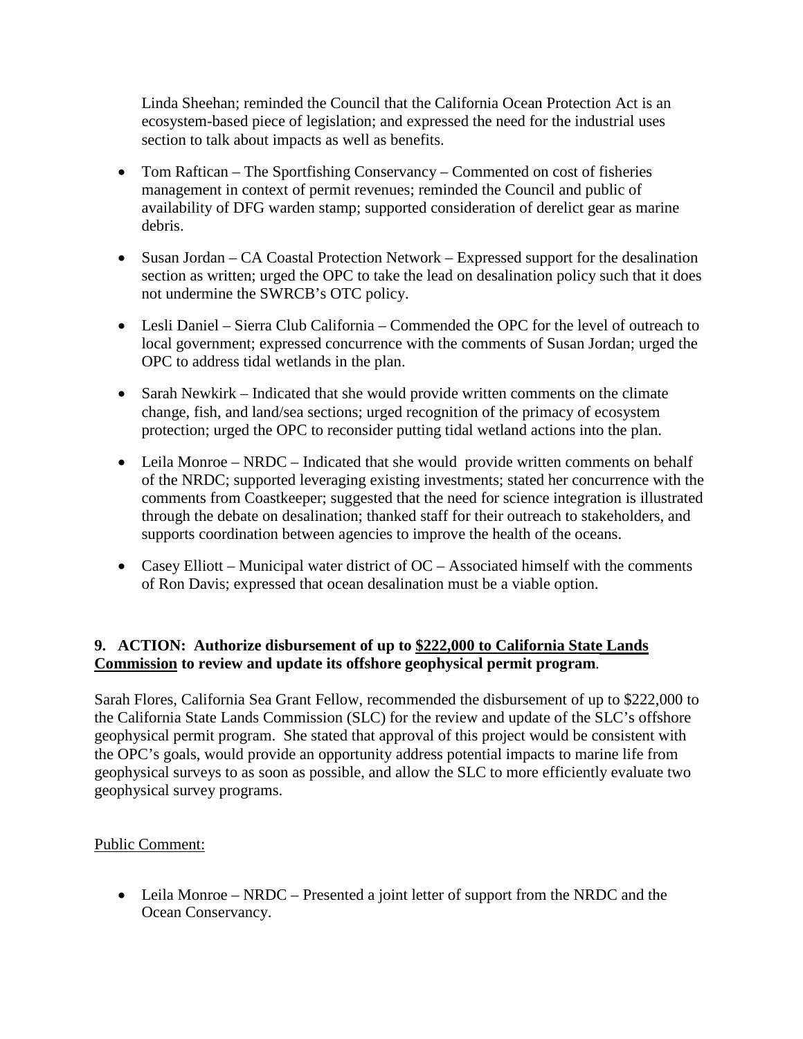Linda Sheehan; reminded the Council that the California Ocean Protection Act is an ecosystem-based piece of legislation; and expressed the need for the industrial uses section to talk about impacts as well as benefits.

- Tom Raftican – The Sportfishing Conservancy – Commented on cost of fisheries management in context of permit revenues; reminded the Council and public of availability of DFG warden stamp; supported consideration of derelict gear as marine debris.
- Susan Jordan – CA Coastal Protection Network – Expressed support for the desalination section as written; urged the OPC to take the lead on desalination policy such that it does not undermine the SWRCB's OTC policy.
- Lesli Daniel – Sierra Club California – Commended the OPC for the level of outreach to local government; expressed concurrence with the comments of Susan Jordan; urged the OPC to address tidal wetlands in the plan.
- Sarah Newkirk – Indicated that she would provide written comments on the climate change, fish, and land/sea sections; urged recognition of the primacy of ecosystem protection; urged the OPC to reconsider putting tidal wetland actions into the plan.
- Leila Monroe – NRDC – Indicated that she would provide written comments on behalf of the NRDC; supported leveraging existing investments; stated her concurrence with the comments from Coastkeeper; suggested that the need for science integration is illustrated through the debate on desalination; thanked staff for their outreach to stakeholders, and supports coordination between agencies to improve the health of the oceans.
- Casey Elliott – Municipal water district of OC – Associated himself with the comments of Ron Davis; expressed that ocean desalination must be a viable option.

**9. ACTION: Authorize disbursement of up to <u>$222,000 to California State Lands Commission</u> to review and update its offshore geophysical permit program**.

Sarah Flores, California Sea Grant Fellow, recommended the disbursement of up to $222,000 to the California State Lands Commission (SLC) for the review and update of the SLC's offshore geophysical permit program. She stated that approval of this project would be consistent with the OPC's goals, would provide an opportunity address potential impacts to marine life from geophysical surveys to as soon as possible, and allow the SLC to more efficiently evaluate two geophysical survey programs.

<u>Public Comment:</u>

- Leila Monroe – NRDC – Presented a joint letter of support from the NRDC and the Ocean Conservancy.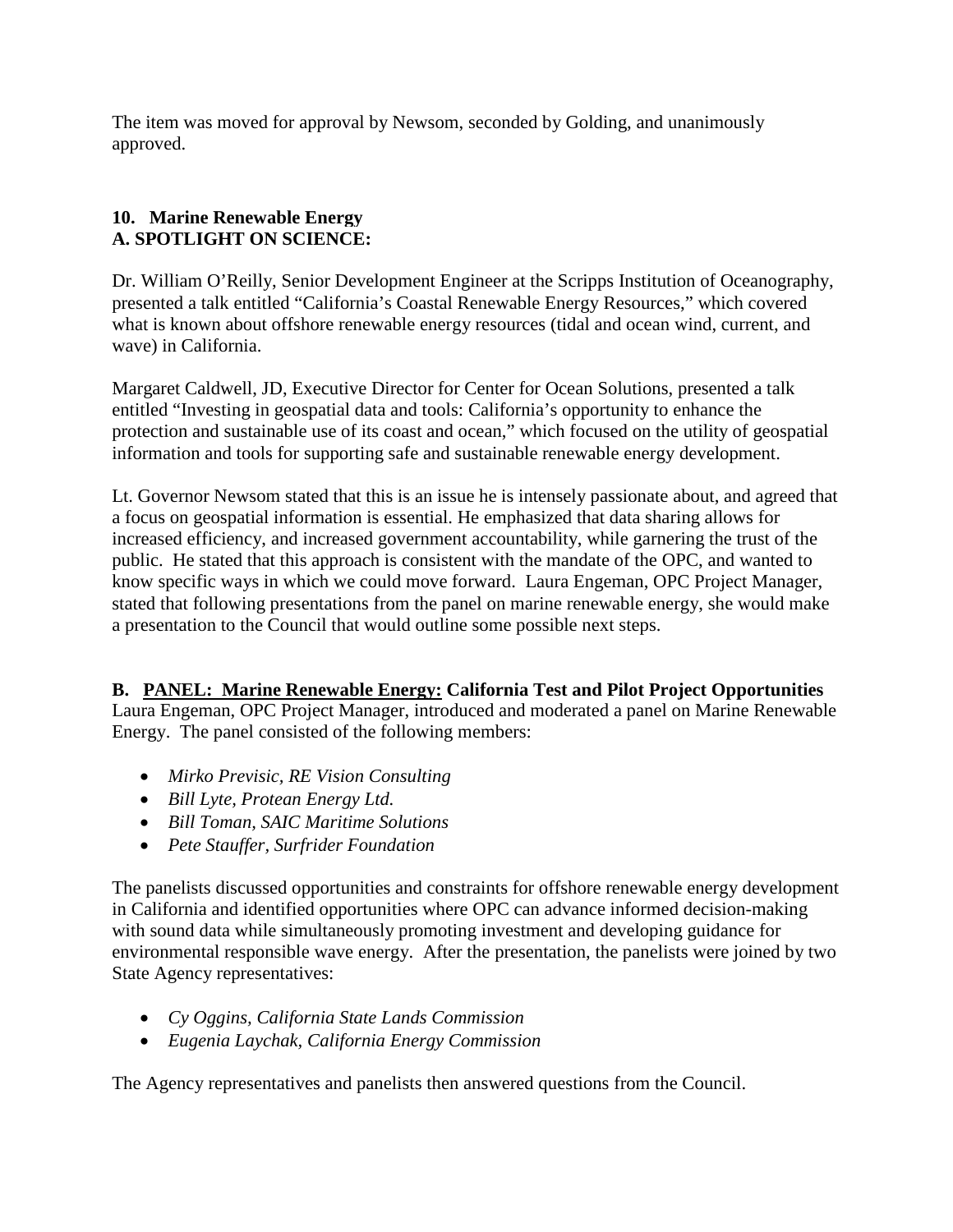The item was moved for approval by Newsom, seconded by Golding, and unanimously approved.

**10. Marine Renewable Energy**
**A. SPOTLIGHT ON SCIENCE:**

Dr. William O'Reilly, Senior Development Engineer at the Scripps Institution of Oceanography, presented a talk entitled "California's Coastal Renewable Energy Resources," which covered what is known about offshore renewable energy resources (tidal and ocean wind, current, and wave) in California.

Margaret Caldwell, JD, Executive Director for Center for Ocean Solutions, presented a talk entitled "Investing in geospatial data and tools: California's opportunity to enhance the protection and sustainable use of its coast and ocean," which focused on the utility of geospatial information and tools for supporting safe and sustainable renewable energy development.

Lt. Governor Newsom stated that this is an issue he is intensely passionate about, and agreed that a focus on geospatial information is essential. He emphasized that data sharing allows for increased efficiency, and increased government accountability, while garnering the trust of the public. He stated that this approach is consistent with the mandate of the OPC, and wanted to know specific ways in which we could move forward. Laura Engeman, OPC Project Manager, stated that following presentations from the panel on marine renewable energy, she would make a presentation to the Council that would outline some possible next steps.

**B. <u>PANEL: Marine Renewable Energy:</u> California Test and Pilot Project Opportunities**
Laura Engeman, OPC Project Manager, introduced and moderated a panel on Marine Renewable Energy. The panel consisted of the following members:

- *Mirko Previsic, RE Vision Consulting*
- *Bill Lyte, Protean Energy Ltd.*
- *Bill Toman, SAIC Maritime Solutions*
- *Pete Stauffer, Surfrider Foundation*

The panelists discussed opportunities and constraints for offshore renewable energy development in California and identified opportunities where OPC can advance informed decision-making with sound data while simultaneously promoting investment and developing guidance for environmental responsible wave energy. After the presentation, the panelists were joined by two State Agency representatives:

- *Cy Oggins, California State Lands Commission*
- *Eugenia Laychak, California Energy Commission*

The Agency representatives and panelists then answered questions from the Council.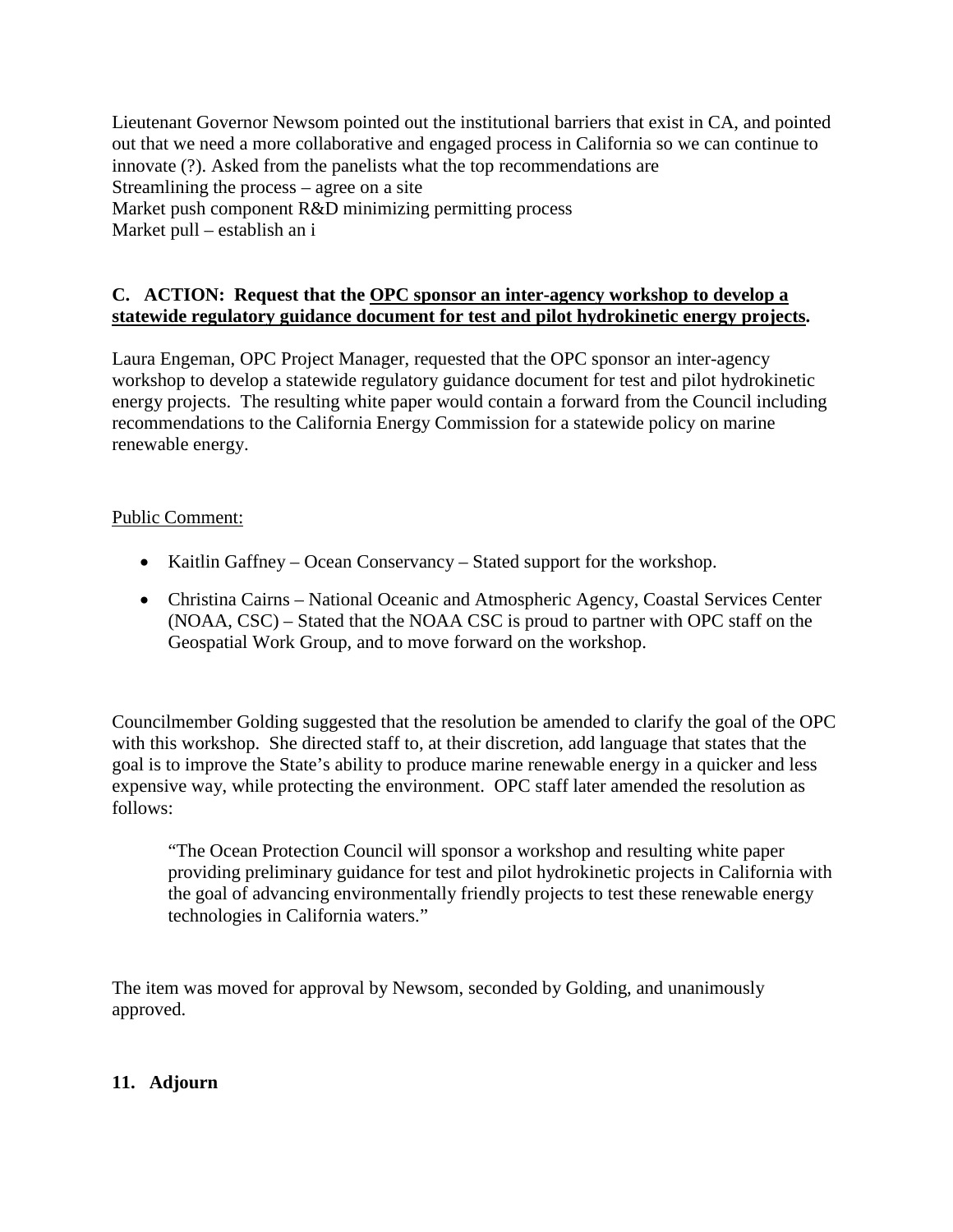Lieutenant Governor Newsom pointed out the institutional barriers that exist in CA, and pointed out that we need a more collaborative and engaged process in California so we can continue to innovate (?). Asked from the panelists what the top recommendations are
Streamlining the process – agree on a site
Market push component R&D minimizing permitting process
Market pull – establish an i

**C. ACTION: Request that the <u>OPC sponsor an inter-agency workshop to develop a statewide regulatory guidance document for test and pilot hydrokinetic energy projects</u>.**

Laura Engeman, OPC Project Manager, requested that the OPC sponsor an inter-agency workshop to develop a statewide regulatory guidance document for test and pilot hydrokinetic energy projects. The resulting white paper would contain a forward from the Council including recommendations to the California Energy Commission for a statewide policy on marine renewable energy.

<u>Public Comment:</u>

- Kaitlin Gaffney – Ocean Conservancy – Stated support for the workshop.
- Christina Cairns – National Oceanic and Atmospheric Agency, Coastal Services Center (NOAA, CSC) – Stated that the NOAA CSC is proud to partner with OPC staff on the Geospatial Work Group, and to move forward on the workshop.

Councilmember Golding suggested that the resolution be amended to clarify the goal of the OPC with this workshop. She directed staff to, at their discretion, add language that states that the goal is to improve the State's ability to produce marine renewable energy in a quicker and less expensive way, while protecting the environment. OPC staff later amended the resolution as follows:

> "The Ocean Protection Council will sponsor a workshop and resulting white paper providing preliminary guidance for test and pilot hydrokinetic projects in California with the goal of advancing environmentally friendly projects to test these renewable energy technologies in California waters."

The item was moved for approval by Newsom, seconded by Golding, and unanimously approved.

**11. Adjourn**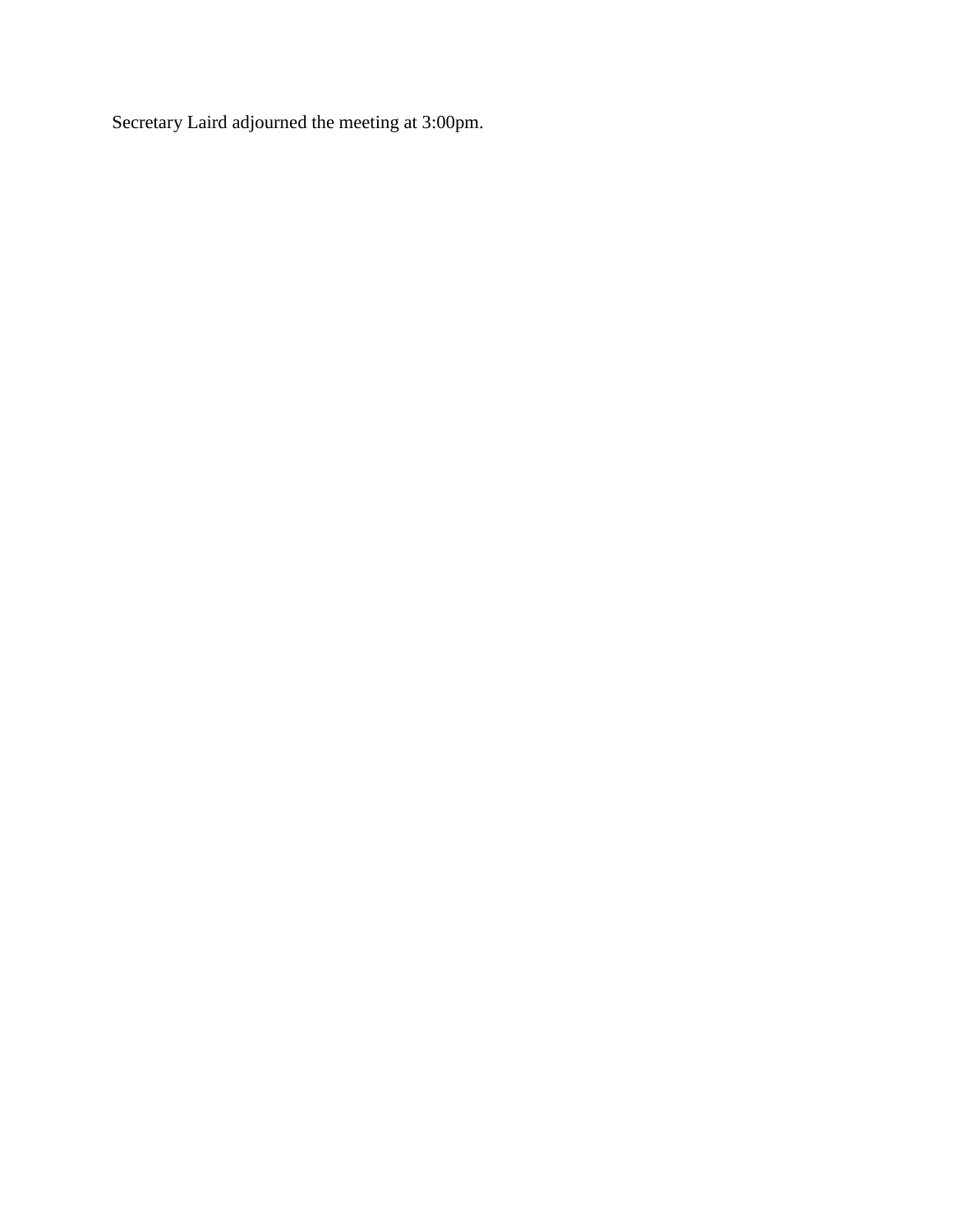Secretary Laird adjourned the meeting at 3:00pm.